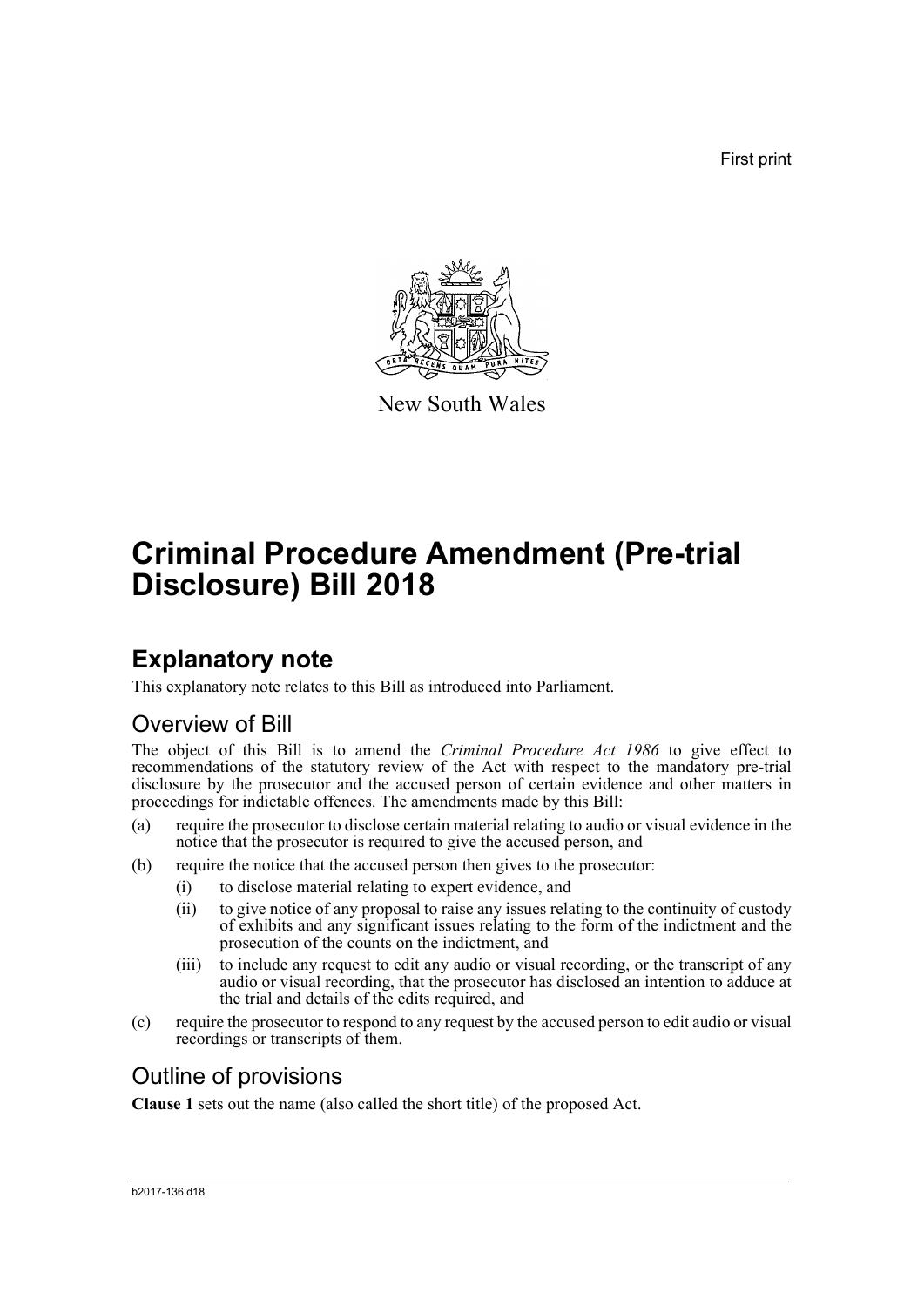First print

New South Wales

# Criminal Procedure Amendment (Pre-trial Disclosure) Bill 2018

## Explanatory note

This explanatory note relates to this Bill as introduced into Parliament.

### Overview of Bill

The object of this Bill is to amend the *Criminal Procedure Act 1986* to give effect to recommendations of the statutory review of the Act with respect to the mandatory pre-trial disclosure by the prosecutor and the accused person of certain evidence and other matters in proceedings for indictable offences. The amendments made by this Bill:

(a) require the prosecutor to disclose certain material relating to audio or visual evidence in the notice that the prosecutor is required to give the accused person, and

(b) require the notice that the accused person then gives to the prosecutor:

   (i) to disclose material relating to expert evidence, and

   (ii) to give notice of any proposal to raise any issues relating to the continuity of custody of exhibits and any significant issues relating to the form of the indictment and the prosecution of the counts on the indictment, and

   (iii) to include any request to edit any audio or visual recording, or the transcript of any audio or visual recording, that the prosecutor has disclosed an intention to adduce at the trial and details of the edits required, and

(c) require the prosecutor to respond to any request by the accused person to edit audio or visual recordings or transcripts of them.

### Outline of provisions

**Clause 1** sets out the name (also called the short title) of the proposed Act.

b2017-136.d18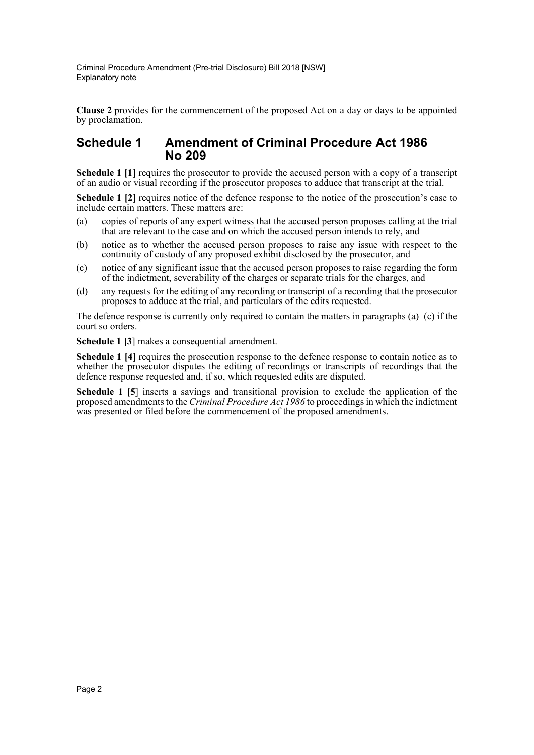**Clause 2** provides for the commencement of the proposed Act on a day or days to be appointed by proclamation.

## Schedule 1 Amendment of Criminal Procedure Act 1986 No 209

**Schedule 1 [1]** requires the prosecutor to provide the accused person with a copy of a transcript of an audio or visual recording if the prosecutor proposes to adduce that transcript at the trial.

**Schedule 1 [2]** requires notice of the defence response to the notice of the prosecution's case to include certain matters. These matters are:

(a) copies of reports of any expert witness that the accused person proposes calling at the trial that are relevant to the case and on which the accused person intends to rely, and

(b) notice as to whether the accused person proposes to raise any issue with respect to the continuity of custody of any proposed exhibit disclosed by the prosecutor, and

(c) notice of any significant issue that the accused person proposes to raise regarding the form of the indictment, severability of the charges or separate trials for the charges, and

(d) any requests for the editing of any recording or transcript of a recording that the prosecutor proposes to adduce at the trial, and particulars of the edits requested.

The defence response is currently only required to contain the matters in paragraphs (a)–(c) if the court so orders.

**Schedule 1 [3]** makes a consequential amendment.

**Schedule 1 [4]** requires the prosecution response to the defence response to contain notice as to whether the prosecutor disputes the editing of recordings or transcripts of recordings that the defence response requested and, if so, which requested edits are disputed.

**Schedule 1 [5]** inserts a savings and transitional provision to exclude the application of the proposed amendments to the *Criminal Procedure Act 1986* to proceedings in which the indictment was presented or filed before the commencement of the proposed amendments.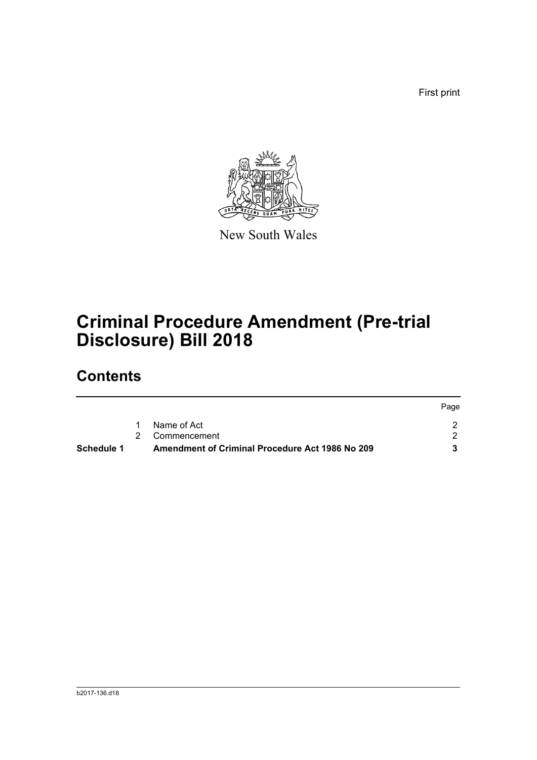First print

New South Wales

# Criminal Procedure Amendment (Pre-trial Disclosure) Bill 2018

## Contents

| | | | Page |
|---|---|---|---|
| | 1 | Name of Act | 2 |
| | 2 | Commencement | 2 |
| **Schedule 1** | | **Amendment of Criminal Procedure Act 1986 No 209** | **3** |

b2017-136.d18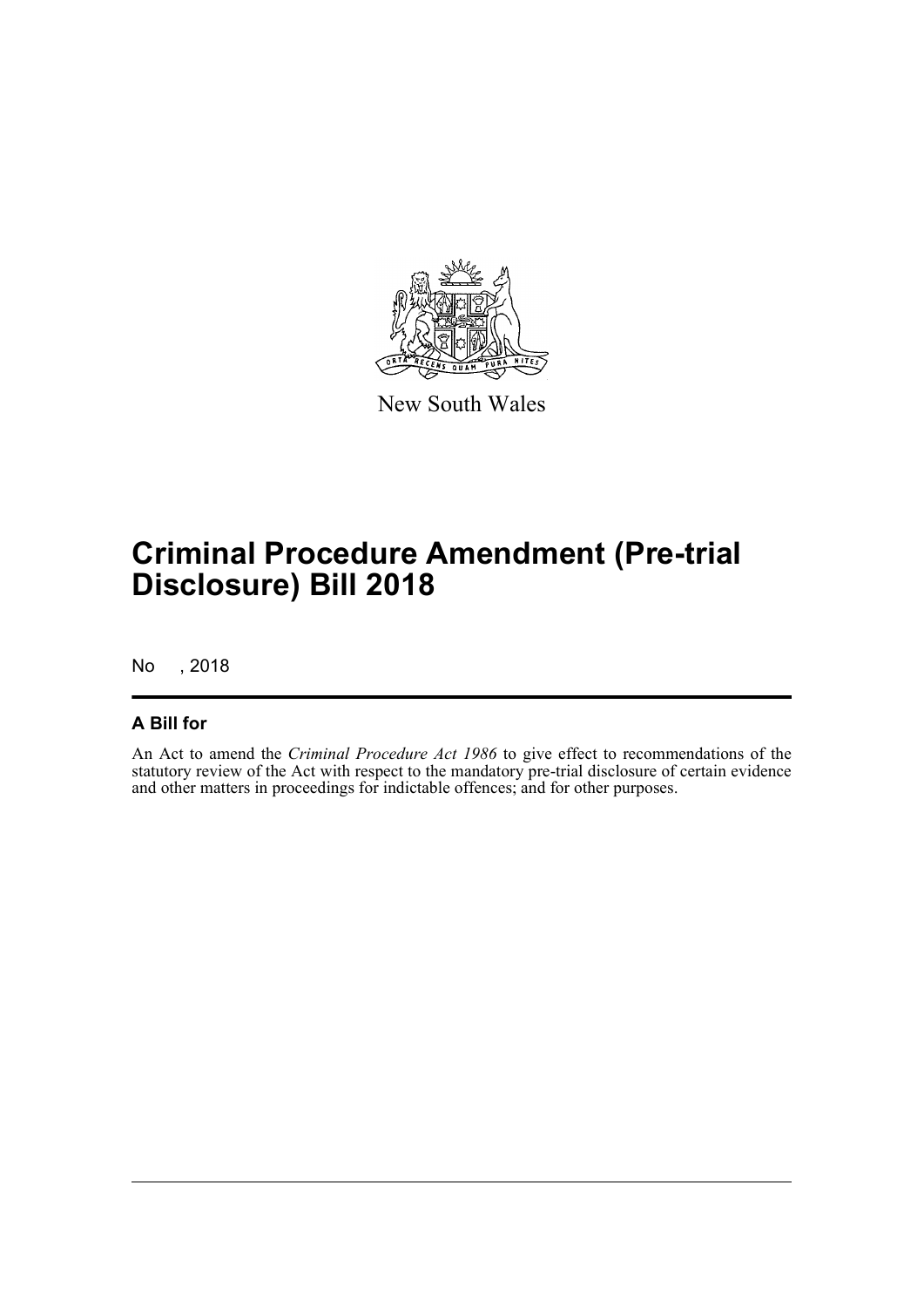New South Wales

# Criminal Procedure Amendment (Pre-trial Disclosure) Bill 2018

No , 2018

## A Bill for

An Act to amend the *Criminal Procedure Act 1986* to give effect to recommendations of the statutory review of the Act with respect to the mandatory pre-trial disclosure of certain evidence and other matters in proceedings for indictable offences; and for other purposes.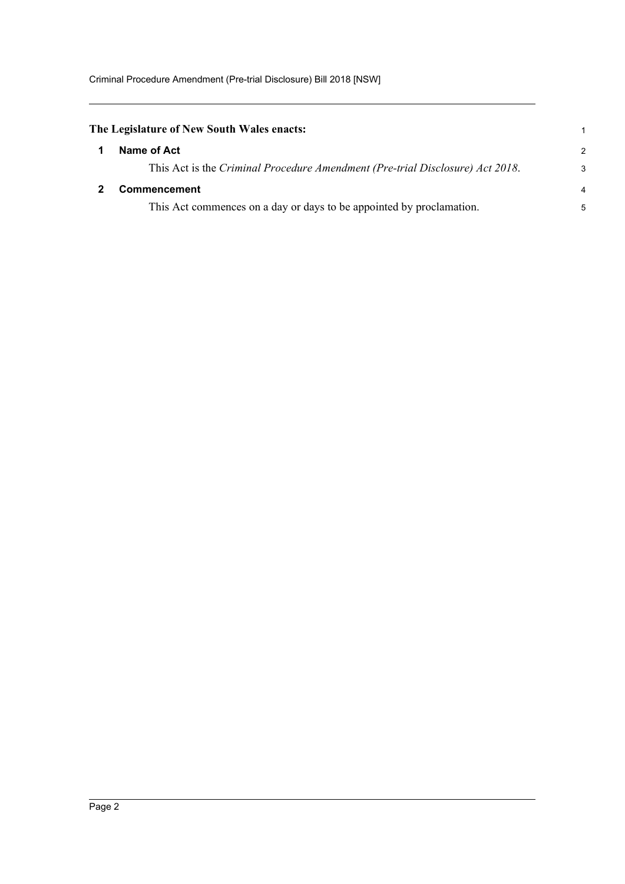**The Legislature of New South Wales enacts:**

## 1 Name of Act

This Act is the *Criminal Procedure Amendment (Pre-trial Disclosure) Act 2018*.

## 2 Commencement

This Act commences on a day or days to be appointed by proclamation.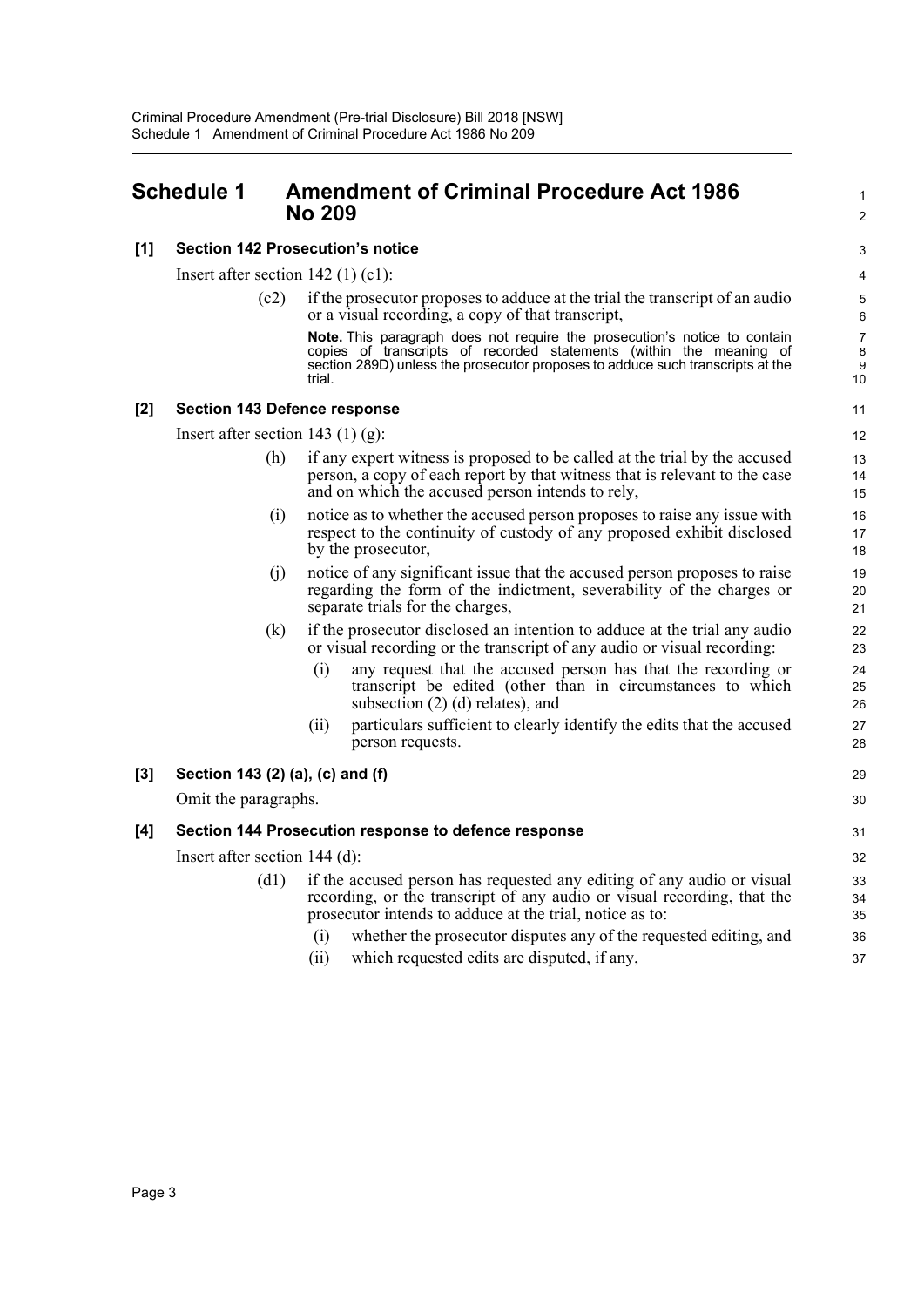# Schedule 1 Amendment of Criminal Procedure Act 1986 No 209

## [1] Section 142 Prosecution's notice

Insert after section 142 (1) (c1):

> (c2) if the prosecutor proposes to adduce at the trial the transcript of an audio or a visual recording, a copy of that transcript,
>
> **Note.** This paragraph does not require the prosecution's notice to contain copies of transcripts of recorded statements (within the meaning of section 289D) unless the prosecutor proposes to adduce such transcripts at the trial.

## [2] Section 143 Defence response

Insert after section 143 (1) (g):

> (h) if any expert witness is proposed to be called at the trial by the accused person, a copy of each report by that witness that is relevant to the case and on which the accused person intends to rely,
>
> (i) notice as to whether the accused person proposes to raise any issue with respect to the continuity of custody of any proposed exhibit disclosed by the prosecutor,
>
> (j) notice of any significant issue that the accused person proposes to raise regarding the form of the indictment, severability of the charges or separate trials for the charges,
>
> (k) if the prosecutor disclosed an intention to adduce at the trial any audio or visual recording or the transcript of any audio or visual recording:
>
> > (i) any request that the accused person has that the recording or transcript be edited (other than in circumstances to which subsection (2) (d) relates), and
> >
> > (ii) particulars sufficient to clearly identify the edits that the accused person requests.

## [3] Section 143 (2) (a), (c) and (f)

Omit the paragraphs.

## [4] Section 144 Prosecution response to defence response

Insert after section 144 (d):

> (d1) if the accused person has requested any editing of any audio or visual recording, or the transcript of any audio or visual recording, that the prosecutor intends to adduce at the trial, notice as to:
>
> > (i) whether the prosecutor disputes any of the requested editing, and
> >
> > (ii) which requested edits are disputed, if any,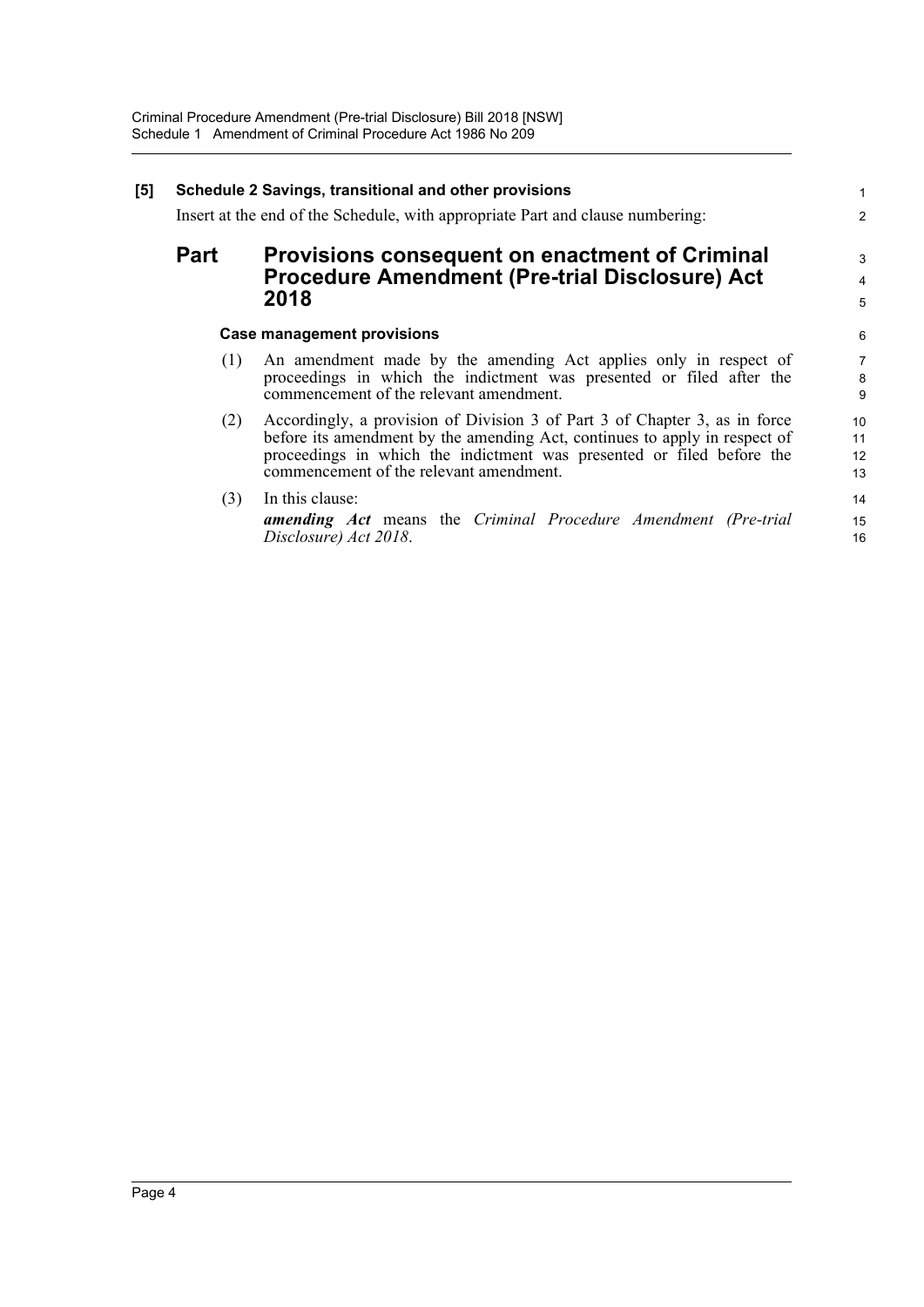**[5] Schedule 2 Savings, transitional and other provisions**

Insert at the end of the Schedule, with appropriate Part and clause numbering:

## Part Provisions consequent on enactment of Criminal Procedure Amendment (Pre-trial Disclosure) Act 2018

**Case management provisions**

(1) An amendment made by the amending Act applies only in respect of proceedings in which the indictment was presented or filed after the commencement of the relevant amendment.

(2) Accordingly, a provision of Division 3 of Part 3 of Chapter 3, as in force before its amendment by the amending Act, continues to apply in respect of proceedings in which the indictment was presented or filed before the commencement of the relevant amendment.

(3) In this clause:

***amending Act*** means the *Criminal Procedure Amendment (Pre-trial Disclosure) Act 2018*.